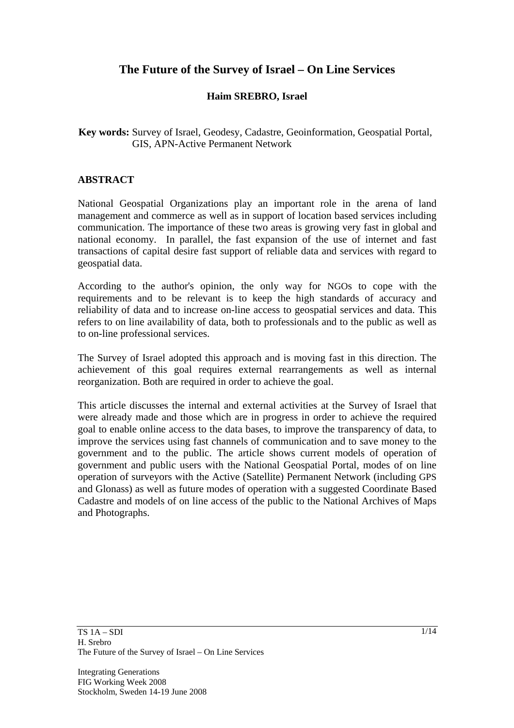# The Future of the Survey of Israel – On Line Services

**Haim SREBRO, Israel**

**Key words:** Survey of Israel, Geodesy, Cadastre, Geoinformation, Geospatial Portal, GIS, APN-Active Permanent Network

## ABSTRACT

National Geospatial Organizations play an important role in the arena of land management and commerce as well as in support of location based services including communication. The importance of these two areas is growing very fast in global and national economy. In parallel, the fast expansion of the use of internet and fast transactions of capital desire fast support of reliable data and services with regard to geospatial data.

According to the author's opinion, the only way for NGOs to cope with the requirements and to be relevant is to keep the high standards of accuracy and reliability of data and to increase on-line access to geospatial services and data. This refers to on line availability of data, both to professionals and to the public as well as to on-line professional services.

The Survey of Israel adopted this approach and is moving fast in this direction. The achievement of this goal requires external rearrangements as well as internal reorganization. Both are required in order to achieve the goal.

This article discusses the internal and external activities at the Survey of Israel that were already made and those which are in progress in order to achieve the required goal to enable online access to the data bases, to improve the transparency of data, to improve the services using fast channels of communication and to save money to the government and to the public. The article shows current models of operation of government and public users with the National Geospatial Portal, modes of on line operation of surveyors with the Active (Satellite) Permanent Network (including GPS and Glonass) as well as future modes of operation with a suggested Coordinate Based Cadastre and models of on line access of the public to the National Archives of Maps and Photographs.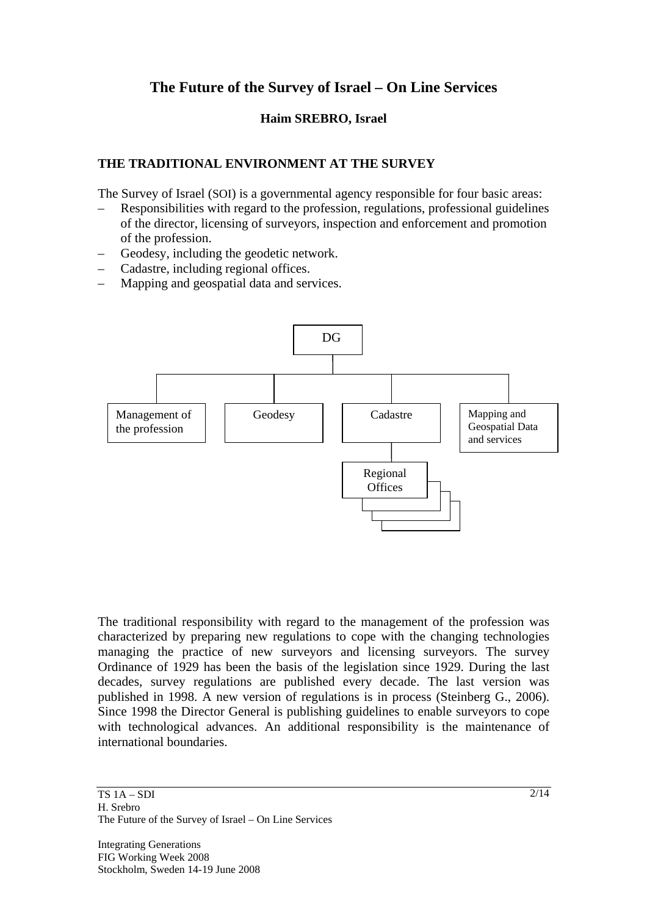# The Future of the Survey of Israel – On Line Services

**Haim SREBRO, Israel**

## THE TRADITIONAL ENVIRONMENT AT THE SURVEY

The Survey of Israel (SOI) is a governmental agency responsible for four basic areas:

- Responsibilities with regard to the profession, regulations, professional guidelines of the director, licensing of surveyors, inspection and enforcement and promotion of the profession.
- Geodesy, including the geodetic network.
- Cadastre, including regional offices.
- Mapping and geospatial data and services.

DG

Management of the profession | Geodesy | Cadastre | Mapping and Geospatial Data and services

Regional Offices

The traditional responsibility with regard to the management of the profession was characterized by preparing new regulations to cope with the changing technologies managing the practice of new surveyors and licensing surveyors. The survey Ordinance of 1929 has been the basis of the legislation since 1929. During the last decades, survey regulations are published every decade. The last version was published in 1998. A new version of regulations is in process (Steinberg G., 2006). Since 1998 the Director General is publishing guidelines to enable surveyors to cope with technological advances. An additional responsibility is the maintenance of international boundaries.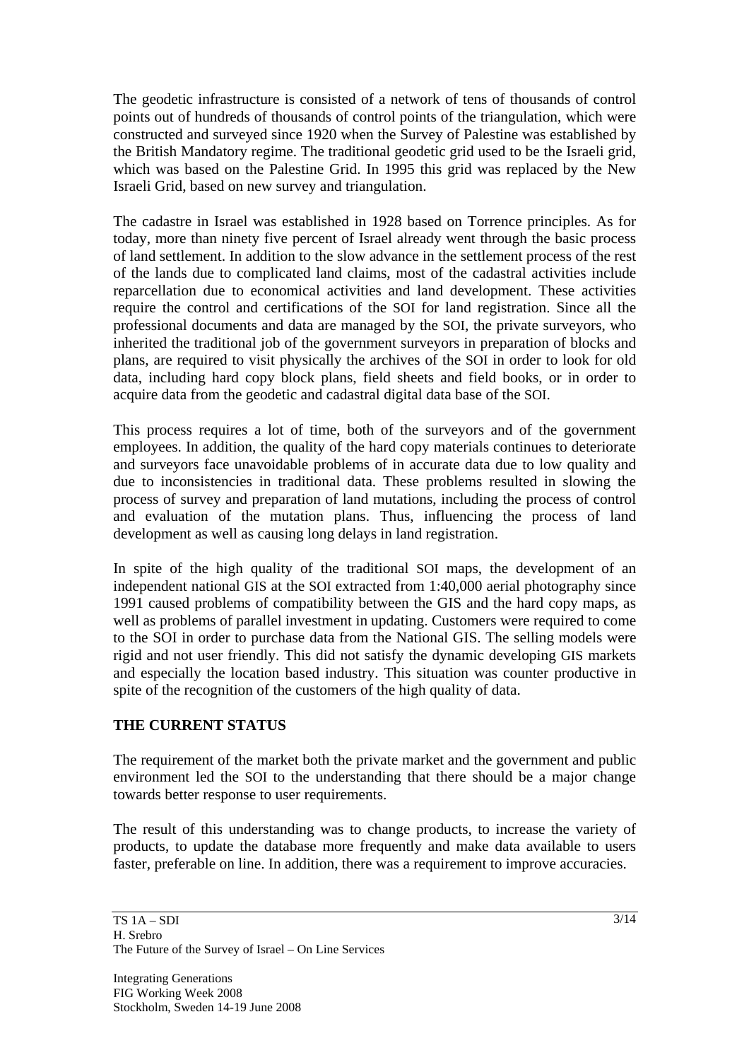The geodetic infrastructure is consisted of a network of tens of thousands of control points out of hundreds of thousands of control points of the triangulation, which were constructed and surveyed since 1920 when the Survey of Palestine was established by the British Mandatory regime. The traditional geodetic grid used to be the Israeli grid, which was based on the Palestine Grid. In 1995 this grid was replaced by the New Israeli Grid, based on new survey and triangulation.

The cadastre in Israel was established in 1928 based on Torrence principles. As for today, more than ninety five percent of Israel already went through the basic process of land settlement. In addition to the slow advance in the settlement process of the rest of the lands due to complicated land claims, most of the cadastral activities include reparcellation due to economical activities and land development. These activities require the control and certifications of the SOI for land registration. Since all the professional documents and data are managed by the SOI, the private surveyors, who inherited the traditional job of the government surveyors in preparation of blocks and plans, are required to visit physically the archives of the SOI in order to look for old data, including hard copy block plans, field sheets and field books, or in order to acquire data from the geodetic and cadastral digital data base of the SOI.

This process requires a lot of time, both of the surveyors and of the government employees. In addition, the quality of the hard copy materials continues to deteriorate and surveyors face unavoidable problems of in accurate data due to low quality and due to inconsistencies in traditional data. These problems resulted in slowing the process of survey and preparation of land mutations, including the process of control and evaluation of the mutation plans. Thus, influencing the process of land development as well as causing long delays in land registration.

In spite of the high quality of the traditional SOI maps, the development of an independent national GIS at the SOI extracted from 1:40,000 aerial photography since 1991 caused problems of compatibility between the GIS and the hard copy maps, as well as problems of parallel investment in updating. Customers were required to come to the SOI in order to purchase data from the National GIS. The selling models were rigid and not user friendly. This did not satisfy the dynamic developing GIS markets and especially the location based industry. This situation was counter productive in spite of the recognition of the customers of the high quality of data.

## THE CURRENT STATUS

The requirement of the market both the private market and the government and public environment led the SOI to the understanding that there should be a major change towards better response to user requirements.

The result of this understanding was to change products, to increase the variety of products, to update the database more frequently and make data available to users faster, preferable on line. In addition, there was a requirement to improve accuracies.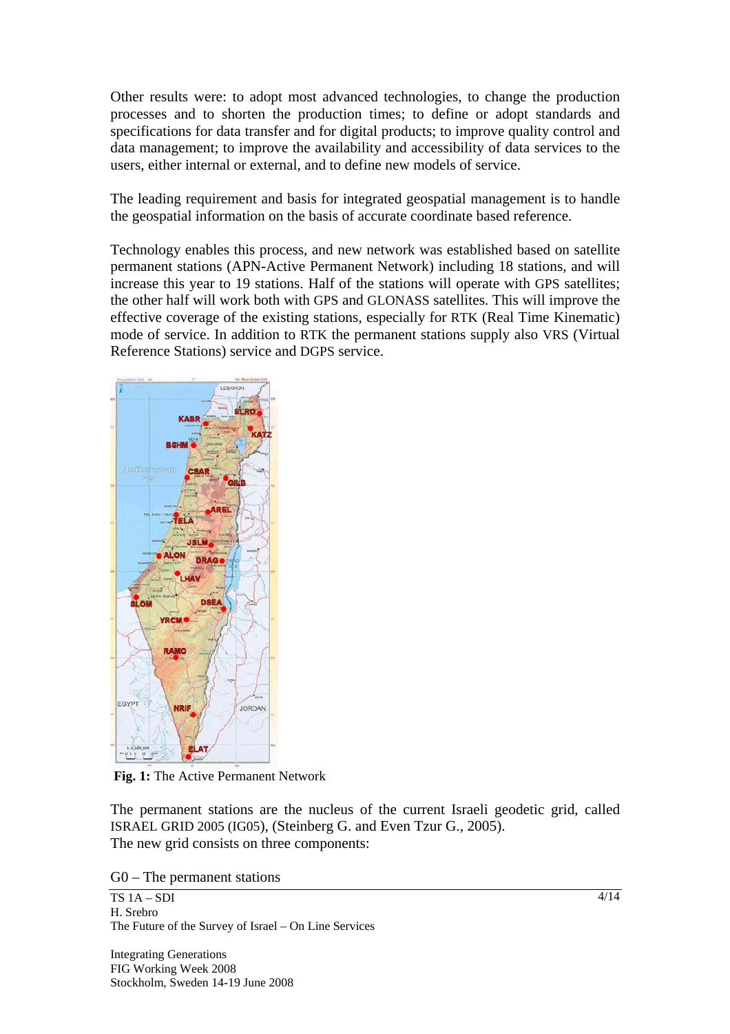Other results were: to adopt most advanced technologies, to change the production processes and to shorten the production times; to define or adopt standards and specifications for data transfer and for digital products; to improve quality control and data management; to improve the availability and accessibility of data services to the users, either internal or external, and to define new models of service.

The leading requirement and basis for integrated geospatial management is to handle the geospatial information on the basis of accurate coordinate based reference.

Technology enables this process, and new network was established based on satellite permanent stations (APN-Active Permanent Network) including 18 stations, and will increase this year to 19 stations. Half of the stations will operate with GPS satellites; the other half will work both with GPS and GLONASS satellites. This will improve the effective coverage of the existing stations, especially for RTK (Real Time Kinematic) mode of service. In addition to RTK the permanent stations supply also VRS (Virtual Reference Stations) service and DGPS service.

**Fig. 1:** The Active Permanent Network

The permanent stations are the nucleus of the current Israeli geodetic grid, called ISRAEL GRID 2005 (IG05), (Steinberg G. and Even Tzur G., 2005).
The new grid consists on three components:

G0 – The permanent stations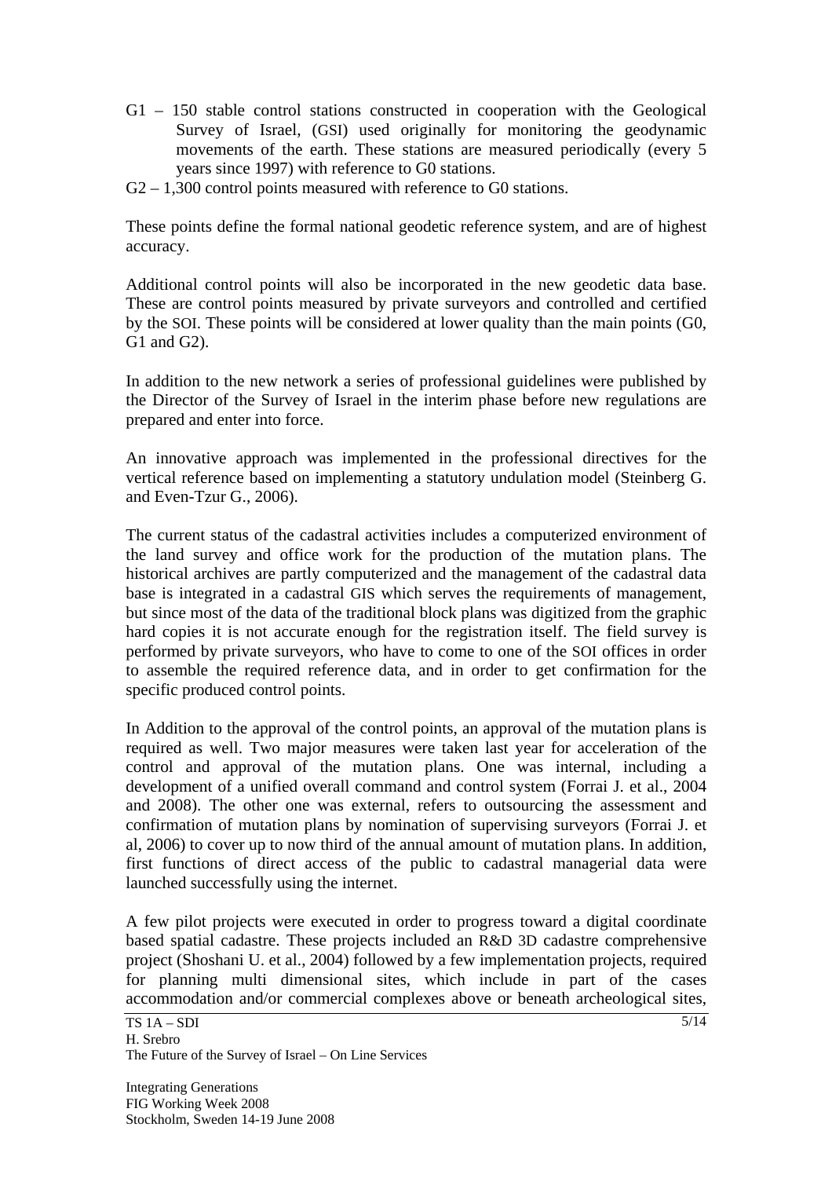G1 – 150 stable control stations constructed in cooperation with the Geological Survey of Israel, (GSI) used originally for monitoring the geodynamic movements of the earth. These stations are measured periodically (every 5 years since 1997) with reference to G0 stations.

G2 – 1,300 control points measured with reference to G0 stations.

These points define the formal national geodetic reference system, and are of highest accuracy.

Additional control points will also be incorporated in the new geodetic data base. These are control points measured by private surveyors and controlled and certified by the SOI. These points will be considered at lower quality than the main points (G0, G1 and G2).

In addition to the new network a series of professional guidelines were published by the Director of the Survey of Israel in the interim phase before new regulations are prepared and enter into force.

An innovative approach was implemented in the professional directives for the vertical reference based on implementing a statutory undulation model (Steinberg G. and Even-Tzur G., 2006).

The current status of the cadastral activities includes a computerized environment of the land survey and office work for the production of the mutation plans. The historical archives are partly computerized and the management of the cadastral data base is integrated in a cadastral GIS which serves the requirements of management, but since most of the data of the traditional block plans was digitized from the graphic hard copies it is not accurate enough for the registration itself. The field survey is performed by private surveyors, who have to come to one of the SOI offices in order to assemble the required reference data, and in order to get confirmation for the specific produced control points.

In Addition to the approval of the control points, an approval of the mutation plans is required as well. Two major measures were taken last year for acceleration of the control and approval of the mutation plans. One was internal, including a development of a unified overall command and control system (Forrai J. et al., 2004 and 2008). The other one was external, refers to outsourcing the assessment and confirmation of mutation plans by nomination of supervising surveyors (Forrai J. et al, 2006) to cover up to now third of the annual amount of mutation plans. In addition, first functions of direct access of the public to cadastral managerial data were launched successfully using the internet.

A few pilot projects were executed in order to progress toward a digital coordinate based spatial cadastre. These projects included an R&D 3D cadastre comprehensive project (Shoshani U. et al., 2004) followed by a few implementation projects, required for planning multi dimensional sites, which include in part of the cases accommodation and/or commercial complexes above or beneath archeological sites,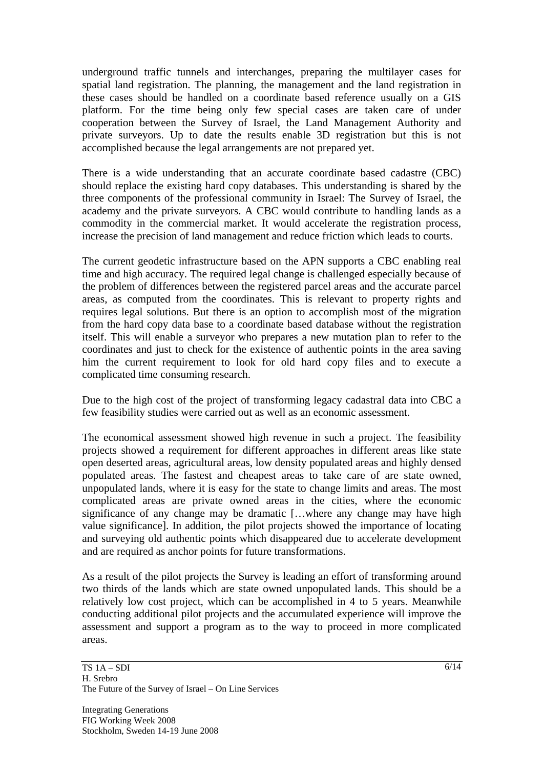underground traffic tunnels and interchanges, preparing the multilayer cases for spatial land registration. The planning, the management and the land registration in these cases should be handled on a coordinate based reference usually on a GIS platform. For the time being only few special cases are taken care of under cooperation between the Survey of Israel, the Land Management Authority and private surveyors. Up to date the results enable 3D registration but this is not accomplished because the legal arrangements are not prepared yet.

There is a wide understanding that an accurate coordinate based cadastre (CBC) should replace the existing hard copy databases. This understanding is shared by the three components of the professional community in Israel: The Survey of Israel, the academy and the private surveyors. A CBC would contribute to handling lands as a commodity in the commercial market. It would accelerate the registration process, increase the precision of land management and reduce friction which leads to courts.

The current geodetic infrastructure based on the APN supports a CBC enabling real time and high accuracy. The required legal change is challenged especially because of the problem of differences between the registered parcel areas and the accurate parcel areas, as computed from the coordinates. This is relevant to property rights and requires legal solutions. But there is an option to accomplish most of the migration from the hard copy data base to a coordinate based database without the registration itself. This will enable a surveyor who prepares a new mutation plan to refer to the coordinates and just to check for the existence of authentic points in the area saving him the current requirement to look for old hard copy files and to execute a complicated time consuming research.

Due to the high cost of the project of transforming legacy cadastral data into CBC a few feasibility studies were carried out as well as an economic assessment.

The economical assessment showed high revenue in such a project. The feasibility projects showed a requirement for different approaches in different areas like state open deserted areas, agricultural areas, low density populated areas and highly densed populated areas. The fastest and cheapest areas to take care of are state owned, unpopulated lands, where it is easy for the state to change limits and areas. The most complicated areas are private owned areas in the cities, where the economic significance of any change may be dramatic […where any change may have high value significance]. In addition, the pilot projects showed the importance of locating and surveying old authentic points which disappeared due to accelerate development and are required as anchor points for future transformations.

As a result of the pilot projects the Survey is leading an effort of transforming around two thirds of the lands which are state owned unpopulated lands. This should be a relatively low cost project, which can be accomplished in 4 to 5 years. Meanwhile conducting additional pilot projects and the accumulated experience will improve the assessment and support a program as to the way to proceed in more complicated areas.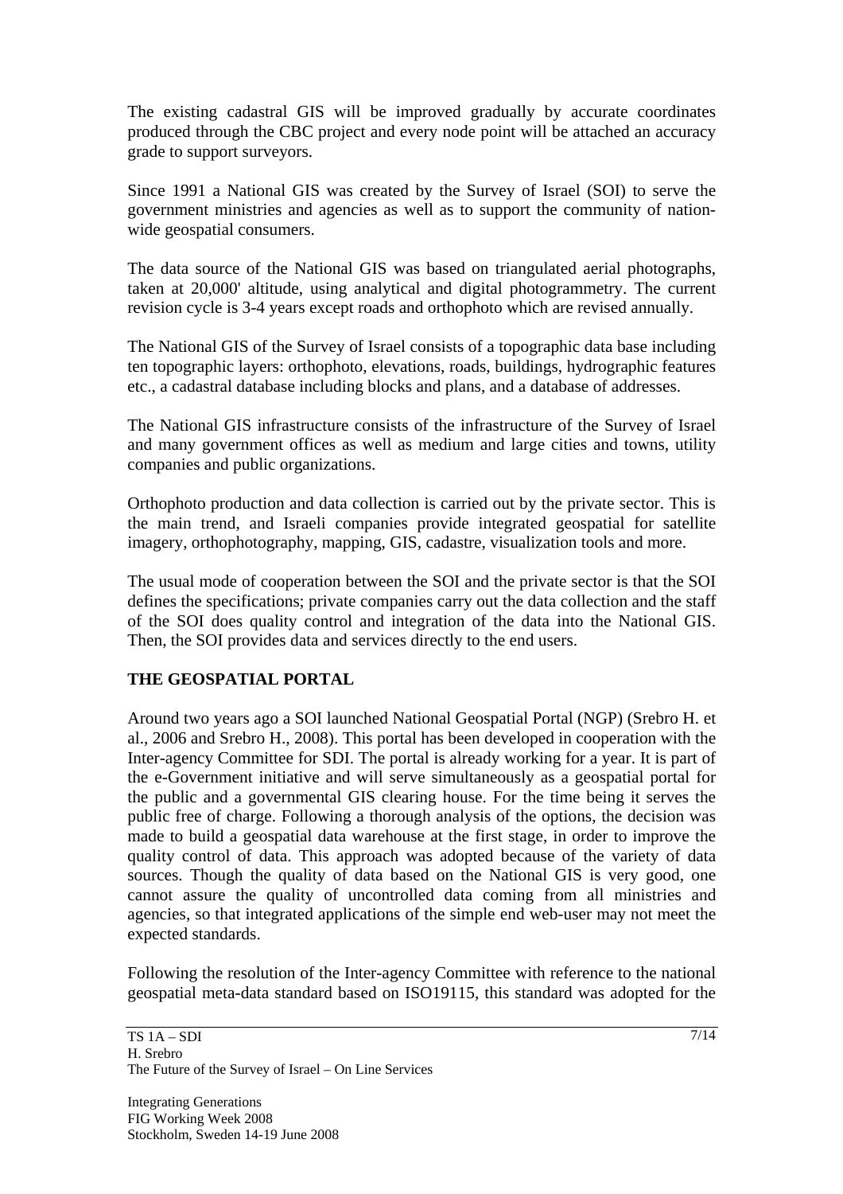The existing cadastral GIS will be improved gradually by accurate coordinates produced through the CBC project and every node point will be attached an accuracy grade to support surveyors.

Since 1991 a National GIS was created by the Survey of Israel (SOI) to serve the government ministries and agencies as well as to support the community of nation-wide geospatial consumers.

The data source of the National GIS was based on triangulated aerial photographs, taken at 20,000' altitude, using analytical and digital photogrammetry. The current revision cycle is 3-4 years except roads and orthophoto which are revised annually.

The National GIS of the Survey of Israel consists of a topographic data base including ten topographic layers: orthophoto, elevations, roads, buildings, hydrographic features etc., a cadastral database including blocks and plans, and a database of addresses.

The National GIS infrastructure consists of the infrastructure of the Survey of Israel and many government offices as well as medium and large cities and towns, utility companies and public organizations.

Orthophoto production and data collection is carried out by the private sector. This is the main trend, and Israeli companies provide integrated geospatial for satellite imagery, orthophotography, mapping, GIS, cadastre, visualization tools and more.

The usual mode of cooperation between the SOI and the private sector is that the SOI defines the specifications; private companies carry out the data collection and the staff of the SOI does quality control and integration of the data into the National GIS. Then, the SOI provides data and services directly to the end users.

## THE GEOSPATIAL PORTAL

Around two years ago a SOI launched National Geospatial Portal (NGP) (Srebro H. et al., 2006 and Srebro H., 2008). This portal has been developed in cooperation with the Inter-agency Committee for SDI. The portal is already working for a year. It is part of the e-Government initiative and will serve simultaneously as a geospatial portal for the public and a governmental GIS clearing house. For the time being it serves the public free of charge. Following a thorough analysis of the options, the decision was made to build a geospatial data warehouse at the first stage, in order to improve the quality control of data. This approach was adopted because of the variety of data sources. Though the quality of data based on the National GIS is very good, one cannot assure the quality of uncontrolled data coming from all ministries and agencies, so that integrated applications of the simple end web-user may not meet the expected standards.

Following the resolution of the Inter-agency Committee with reference to the national geospatial meta-data standard based on ISO19115, this standard was adopted for the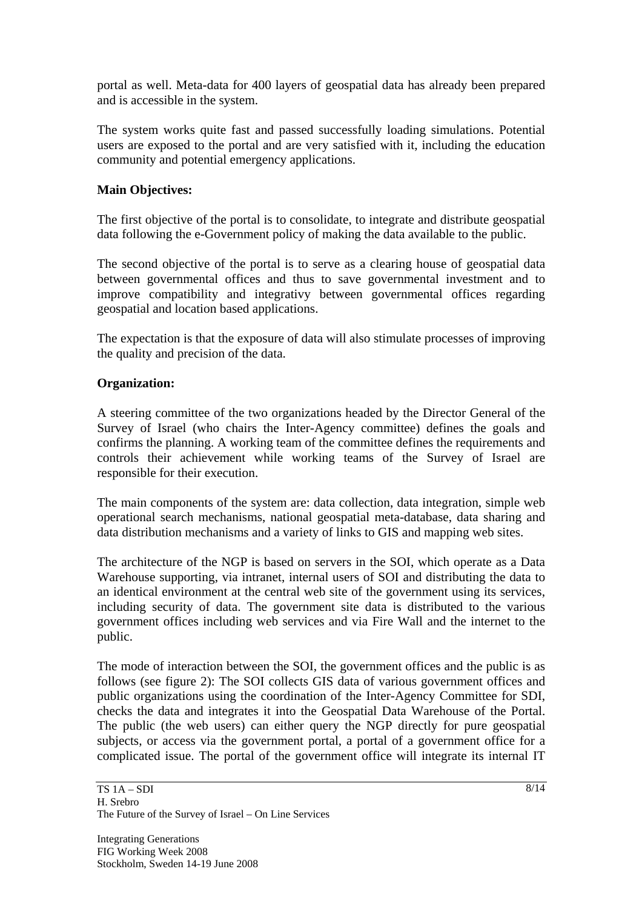portal as well. Meta-data for 400 layers of geospatial data has already been prepared and is accessible in the system.

The system works quite fast and passed successfully loading simulations. Potential users are exposed to the portal and are very satisfied with it, including the education community and potential emergency applications.

**Main Objectives:**

The first objective of the portal is to consolidate, to integrate and distribute geospatial data following the e-Government policy of making the data available to the public.

The second objective of the portal is to serve as a clearing house of geospatial data between governmental offices and thus to save governmental investment and to improve compatibility and integrativy between governmental offices regarding geospatial and location based applications.

The expectation is that the exposure of data will also stimulate processes of improving the quality and precision of the data.

**Organization:**

A steering committee of the two organizations headed by the Director General of the Survey of Israel (who chairs the Inter-Agency committee) defines the goals and confirms the planning. A working team of the committee defines the requirements and controls their achievement while working teams of the Survey of Israel are responsible for their execution.

The main components of the system are: data collection, data integration, simple web operational search mechanisms, national geospatial meta-database, data sharing and data distribution mechanisms and a variety of links to GIS and mapping web sites.

The architecture of the NGP is based on servers in the SOI, which operate as a Data Warehouse supporting, via intranet, internal users of SOI and distributing the data to an identical environment at the central web site of the government using its services, including security of data. The government site data is distributed to the various government offices including web services and via Fire Wall and the internet to the public.

The mode of interaction between the SOI, the government offices and the public is as follows (see figure 2): The SOI collects GIS data of various government offices and public organizations using the coordination of the Inter-Agency Committee for SDI, checks the data and integrates it into the Geospatial Data Warehouse of the Portal. The public (the web users) can either query the NGP directly for pure geospatial subjects, or access via the government portal, a portal of a government office for a complicated issue. The portal of the government office will integrate its internal IT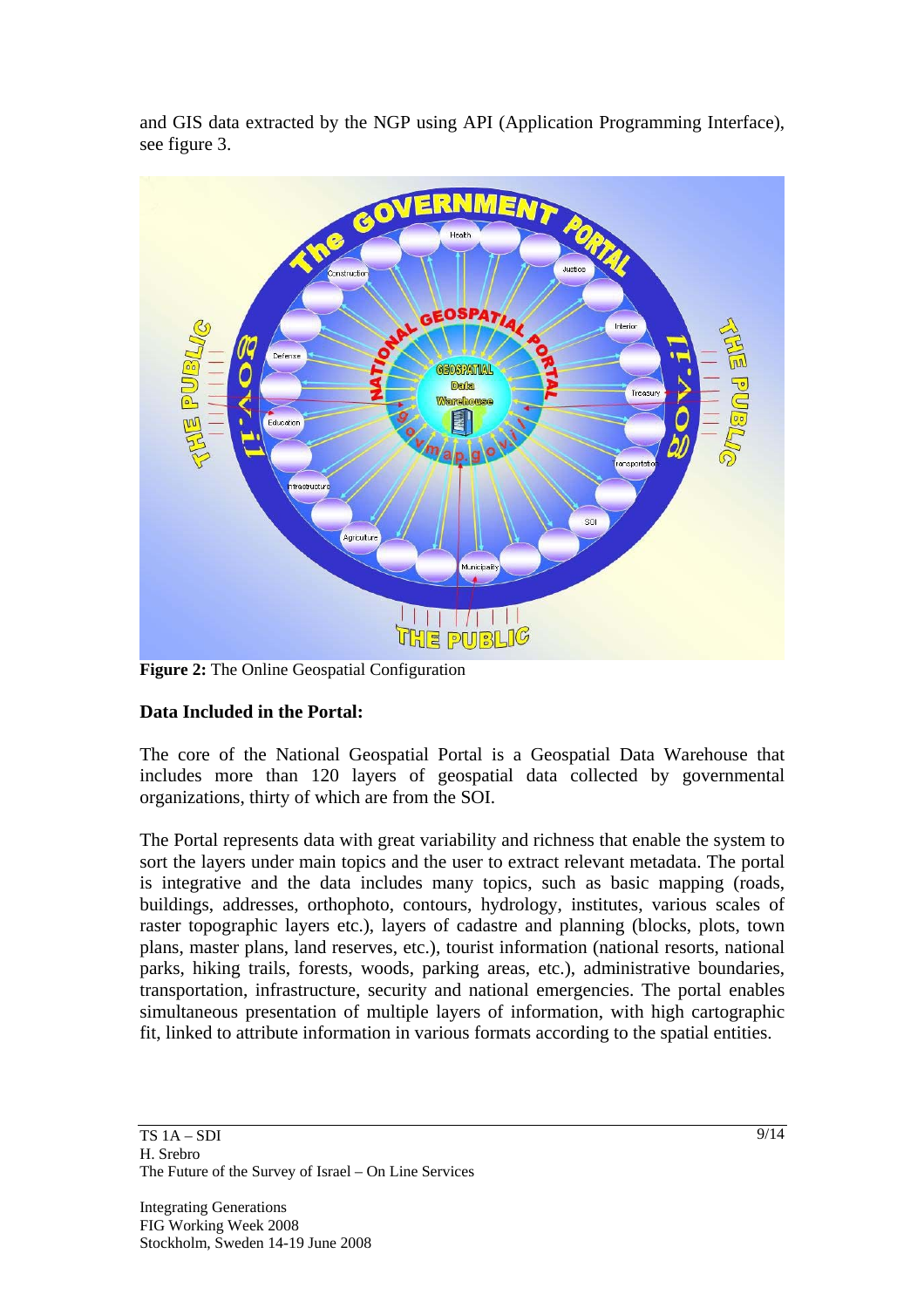and GIS data extracted by the NGP using API (Application Programming Interface), see figure 3.

**Figure 2:** The Online Geospatial Configuration

**Data Included in the Portal:**

The core of the National Geospatial Portal is a Geospatial Data Warehouse that includes more than 120 layers of geospatial data collected by governmental organizations, thirty of which are from the SOI.

The Portal represents data with great variability and richness that enable the system to sort the layers under main topics and the user to extract relevant metadata. The portal is integrative and the data includes many topics, such as basic mapping (roads, buildings, addresses, orthophoto, contours, hydrology, institutes, various scales of raster topographic layers etc.), layers of cadastre and planning (blocks, plots, town plans, master plans, land reserves, etc.), tourist information (national resorts, national parks, hiking trails, forests, woods, parking areas, etc.), administrative boundaries, transportation, infrastructure, security and national emergencies. The portal enables simultaneous presentation of multiple layers of information, with high cartographic fit, linked to attribute information in various formats according to the spatial entities.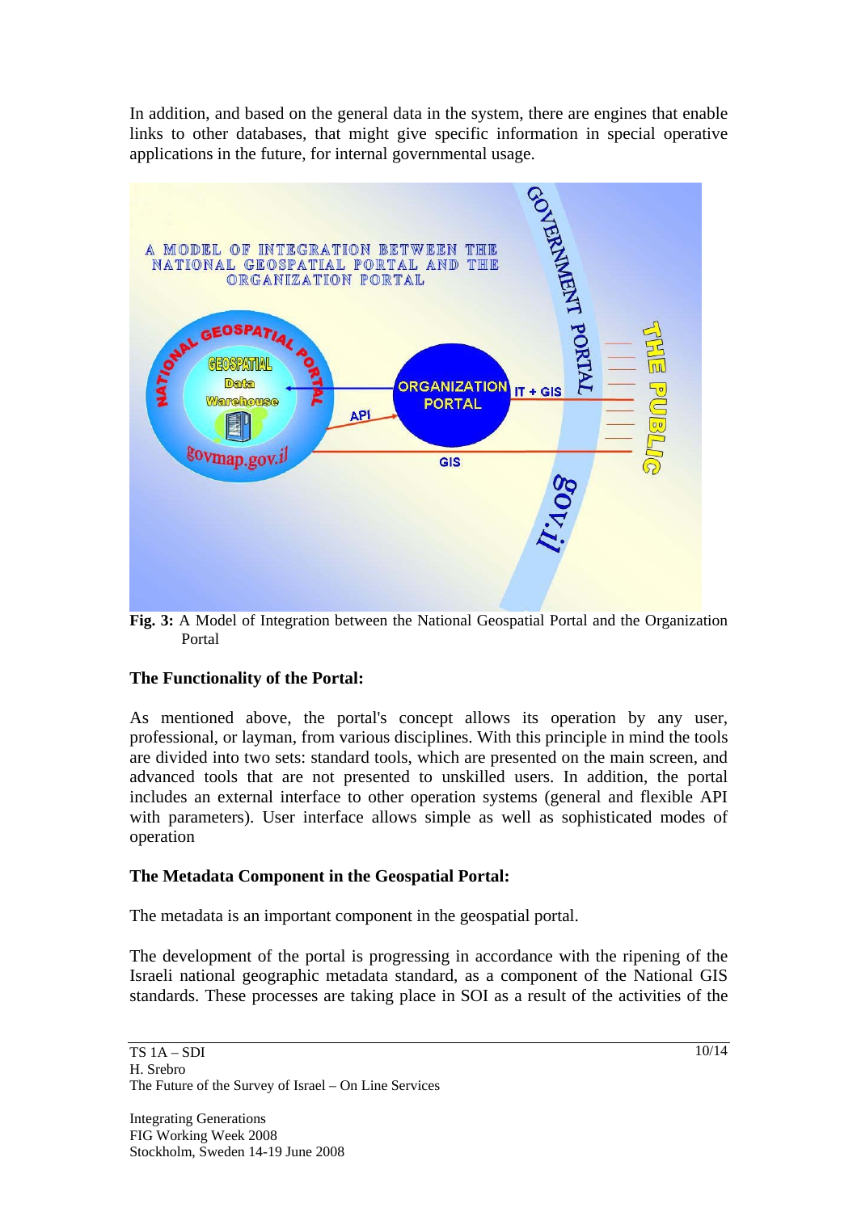In addition, and based on the general data in the system, there are engines that enable links to other databases, that might give specific information in special operative applications in the future, for internal governmental usage.

**Fig. 3:** A Model of Integration between the National Geospatial Portal and the Organization Portal

### The Functionality of the Portal:

As mentioned above, the portal's concept allows its operation by any user, professional, or layman, from various disciplines. With this principle in mind the tools are divided into two sets: standard tools, which are presented on the main screen, and advanced tools that are not presented to unskilled users. In addition, the portal includes an external interface to other operation systems (general and flexible API with parameters). User interface allows simple as well as sophisticated modes of operation

### The Metadata Component in the Geospatial Portal:

The metadata is an important component in the geospatial portal.

The development of the portal is progressing in accordance with the ripening of the Israeli national geographic metadata standard, as a component of the National GIS standards. These processes are taking place in SOI as a result of the activities of the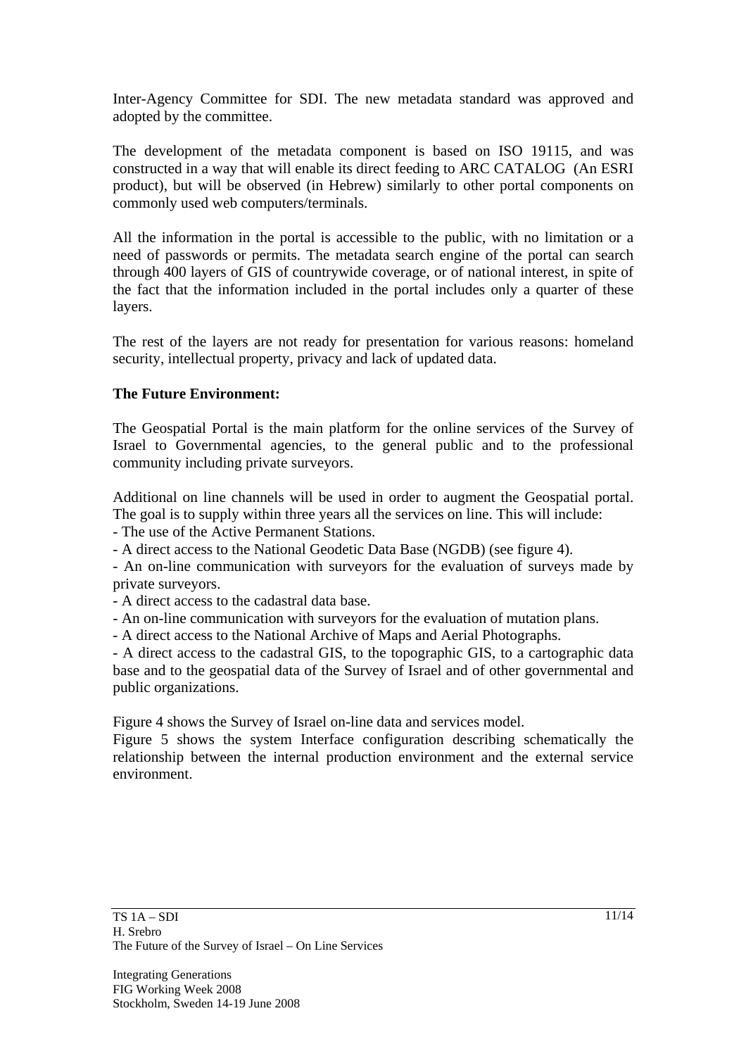Inter-Agency Committee for SDI. The new metadata standard was approved and adopted by the committee.

The development of the metadata component is based on ISO 19115, and was constructed in a way that will enable its direct feeding to ARC CATALOG (An ESRI product), but will be observed (in Hebrew) similarly to other portal components on commonly used web computers/terminals.

All the information in the portal is accessible to the public, with no limitation or a need of passwords or permits. The metadata search engine of the portal can search through 400 layers of GIS of countrywide coverage, or of national interest, in spite of the fact that the information included in the portal includes only a quarter of these layers.

The rest of the layers are not ready for presentation for various reasons: homeland security, intellectual property, privacy and lack of updated data.

**The Future Environment:**

The Geospatial Portal is the main platform for the online services of the Survey of Israel to Governmental agencies, to the general public and to the professional community including private surveyors.

Additional on line channels will be used in order to augment the Geospatial portal. The goal is to supply within three years all the services on line. This will include:

- The use of the Active Permanent Stations.
- A direct access to the National Geodetic Data Base (NGDB) (see figure 4).
- An on-line communication with surveyors for the evaluation of surveys made by private surveyors.
- A direct access to the cadastral data base.
- An on-line communication with surveyors for the evaluation of mutation plans.
- A direct access to the National Archive of Maps and Aerial Photographs.
- A direct access to the cadastral GIS, to the topographic GIS, to a cartographic data base and to the geospatial data of the Survey of Israel and of other governmental and public organizations.

Figure 4 shows the Survey of Israel on-line data and services model.
Figure 5 shows the system Interface configuration describing schematically the relationship between the internal production environment and the external service environment.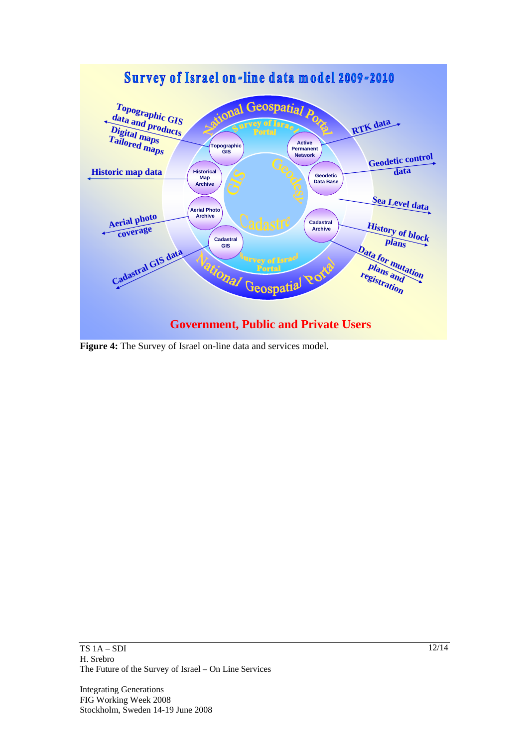**Figure 4:** The Survey of Israel on-line data and services model.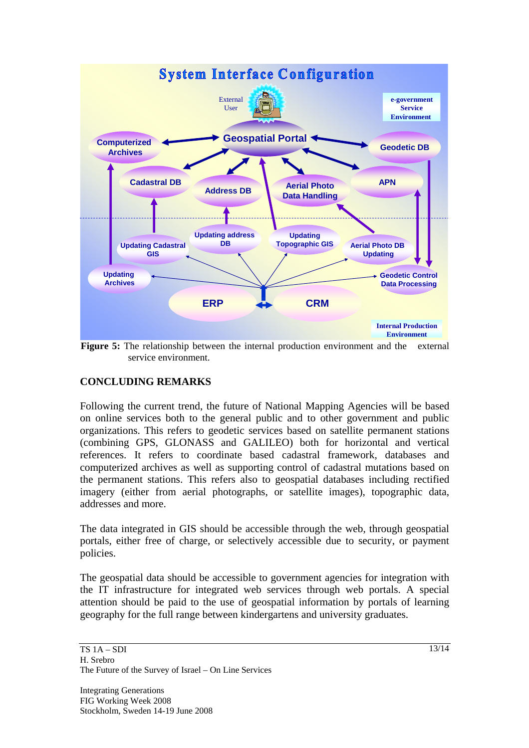**Figure 5:** The relationship between the internal production environment and the external service environment.

## CONCLUDING REMARKS

Following the current trend, the future of National Mapping Agencies will be based on online services both to the general public and to other government and public organizations. This refers to geodetic services based on satellite permanent stations (combining GPS, GLONASS and GALILEO) both for horizontal and vertical references. It refers to coordinate based cadastral framework, databases and computerized archives as well as supporting control of cadastral mutations based on the permanent stations. This refers also to geospatial databases including rectified imagery (either from aerial photographs, or satellite images), topographic data, addresses and more.

The data integrated in GIS should be accessible through the web, through geospatial portals, either free of charge, or selectively accessible due to security, or payment policies.

The geospatial data should be accessible to government agencies for integration with the IT infrastructure for integrated web services through web portals. A special attention should be paid to the use of geospatial information by portals of learning geography for the full range between kindergartens and university graduates.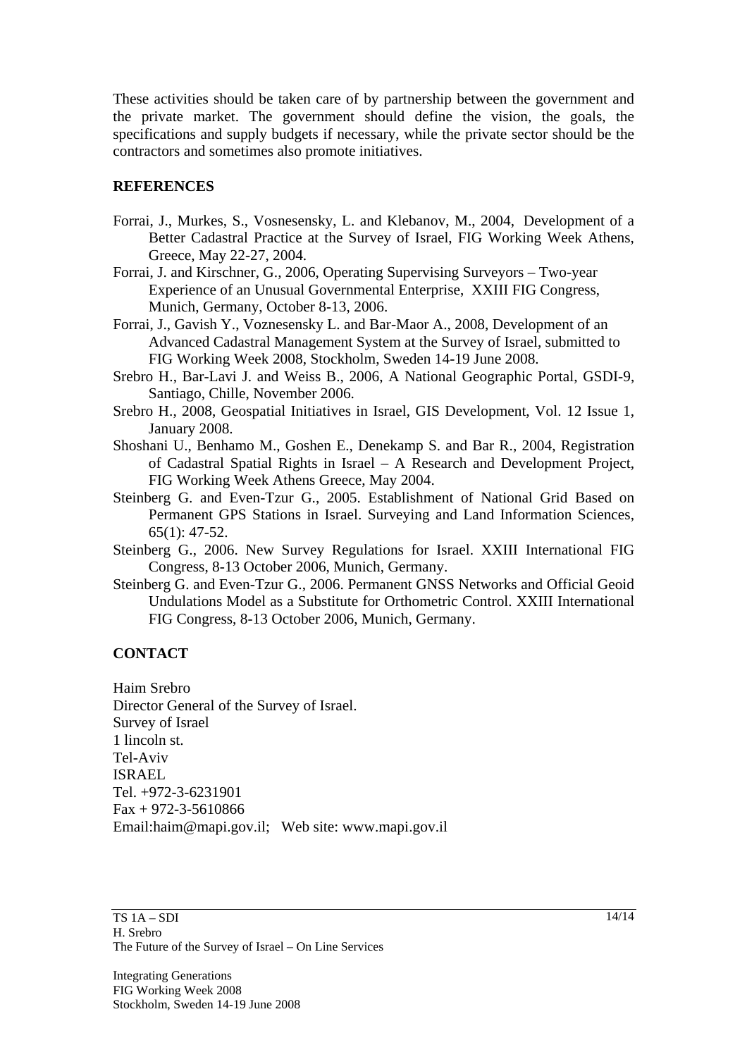These activities should be taken care of by partnership between the government and the private market. The government should define the vision, the goals, the specifications and supply budgets if necessary, while the private sector should be the contractors and sometimes also promote initiatives.

## REFERENCES

Forrai, J., Murkes, S., Vosnesensky, L. and Klebanov, M., 2004, Development of a Better Cadastral Practice at the Survey of Israel, FIG Working Week Athens, Greece, May 22-27, 2004.

Forrai, J. and Kirschner, G., 2006, Operating Supervising Surveyors – Two-year Experience of an Unusual Governmental Enterprise, XXIII FIG Congress, Munich, Germany, October 8-13, 2006.

Forrai, J., Gavish Y., Voznesensky L. and Bar-Maor A., 2008, Development of an Advanced Cadastral Management System at the Survey of Israel, submitted to FIG Working Week 2008, Stockholm, Sweden 14-19 June 2008.

Srebro H., Bar-Lavi J. and Weiss B., 2006, A National Geographic Portal, GSDI-9, Santiago, Chille, November 2006.

Srebro H., 2008, Geospatial Initiatives in Israel, GIS Development, Vol. 12 Issue 1, January 2008.

Shoshani U., Benhamo M., Goshen E., Denekamp S. and Bar R., 2004, Registration of Cadastral Spatial Rights in Israel – A Research and Development Project, FIG Working Week Athens Greece, May 2004.

Steinberg G. and Even-Tzur G., 2005. Establishment of National Grid Based on Permanent GPS Stations in Israel. Surveying and Land Information Sciences, 65(1): 47-52.

Steinberg G., 2006. New Survey Regulations for Israel. XXIII International FIG Congress, 8-13 October 2006, Munich, Germany.

Steinberg G. and Even-Tzur G., 2006. Permanent GNSS Networks and Official Geoid Undulations Model as a Substitute for Orthometric Control. XXIII International FIG Congress, 8-13 October 2006, Munich, Germany.

## CONTACT

Haim Srebro
Director General of the Survey of Israel.
Survey of Israel
1 lincoln st.
Tel-Aviv
ISRAEL
Tel. +972-3-6231901
Fax + 972-3-5610866
Email:haim@mapi.gov.il; Web site: www.mapi.gov.il